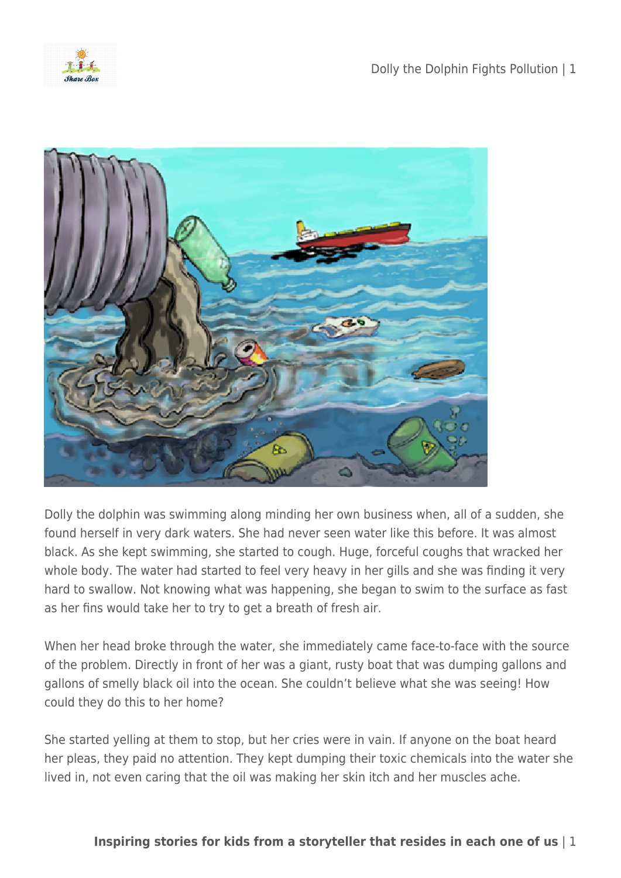Dolly the dolphin was swimming along minding her own business when, all of a sudden, she found herself in very dark waters. She had never seen water like this before. It was almost black. As she kept swimming, she started to cough. Huge, forceful coughs that wracked her whole body. The water had started to feel very heavy in her gills and she was finding it very hard to swallow. Not knowing what was happening, she began to swim to the surface as fast as her fins would take her to try to get a breath of fresh air.

When her head broke through the water, she immediately came face-to-face with the source of the problem. Directly in front of her was a giant, rusty boat that was dumping gallons and gallons of smelly black oil into the ocean. She couldn't believe what she was seeing! How could they do this to her home?

She started yelling at them to stop, but her cries were in vain. If anyone on the boat heard her pleas, they paid no attention. They kept dumping their toxic chemicals into the water she lived in, not even caring that the oil was making her skin itch and her muscles ache.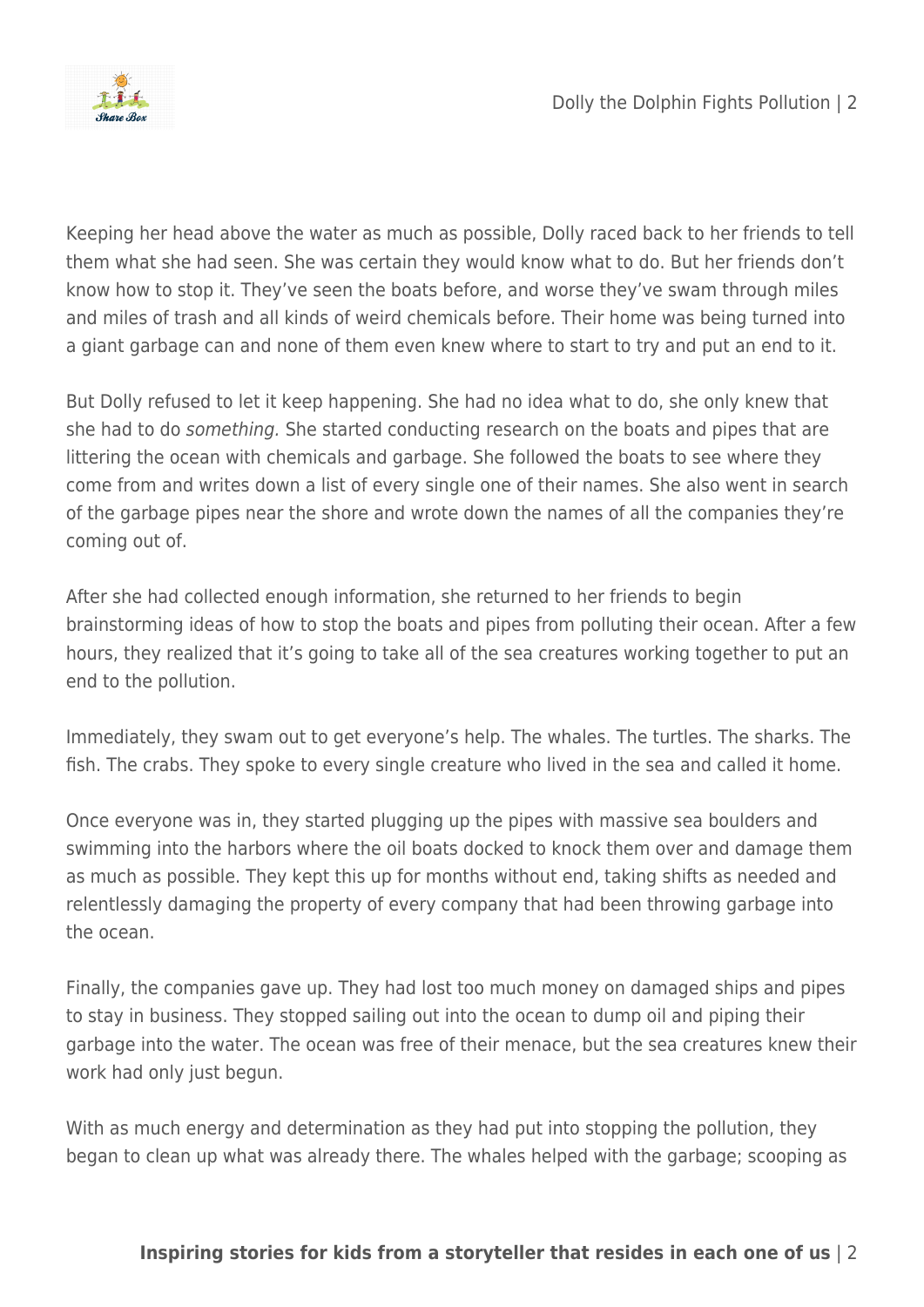Keeping her head above the water as much as possible, Dolly raced back to her friends to tell them what she had seen. She was certain they would know what to do. But her friends don't know how to stop it. They've seen the boats before, and worse they've swam through miles and miles of trash and all kinds of weird chemicals before. Their home was being turned into a giant garbage can and none of them even knew where to start to try and put an end to it.

But Dolly refused to let it keep happening. She had no idea what to do, she only knew that she had to do *something.* She started conducting research on the boats and pipes that are littering the ocean with chemicals and garbage. She followed the boats to see where they come from and writes down a list of every single one of their names. She also went in search of the garbage pipes near the shore and wrote down the names of all the companies they're coming out of.

After she had collected enough information, she returned to her friends to begin brainstorming ideas of how to stop the boats and pipes from polluting their ocean. After a few hours, they realized that it's going to take all of the sea creatures working together to put an end to the pollution.

Immediately, they swam out to get everyone's help. The whales. The turtles. The sharks. The fish. The crabs. They spoke to every single creature who lived in the sea and called it home.

Once everyone was in, they started plugging up the pipes with massive sea boulders and swimming into the harbors where the oil boats docked to knock them over and damage them as much as possible. They kept this up for months without end, taking shifts as needed and relentlessly damaging the property of every company that had been throwing garbage into the ocean.

Finally, the companies gave up. They had lost too much money on damaged ships and pipes to stay in business. They stopped sailing out into the ocean to dump oil and piping their garbage into the water. The ocean was free of their menace, but the sea creatures knew their work had only just begun.

With as much energy and determination as they had put into stopping the pollution, they began to clean up what was already there. The whales helped with the garbage; scooping as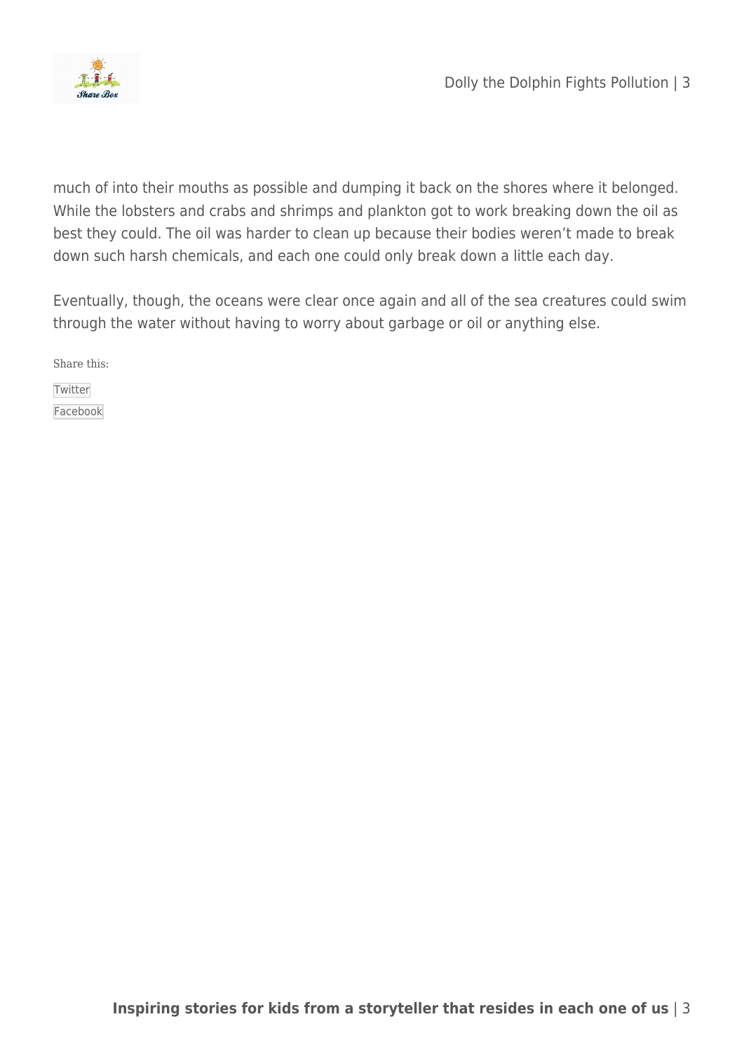much of into their mouths as possible and dumping it back on the shores where it belonged. While the lobsters and crabs and shrimps and plankton got to work breaking down the oil as best they could. The oil was harder to clean up because their bodies weren't made to break down such harsh chemicals, and each one could only break down a little each day.

Eventually, though, the oceans were clear once again and all of the sea creatures could swim through the water without having to worry about garbage or oil or anything else.

Share this:

Twitter

Facebook